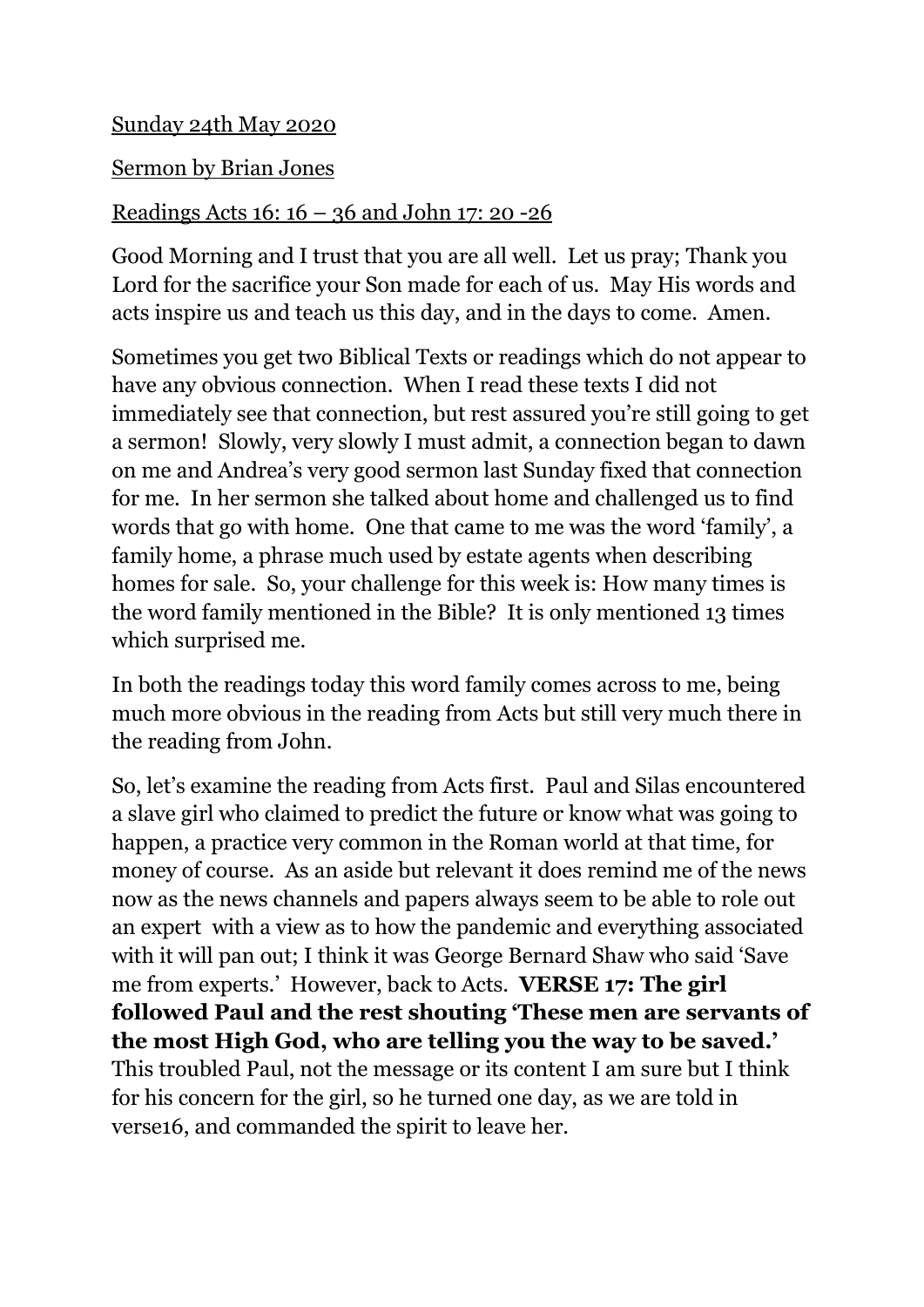Sunday 24th May 2020

Sermon by Brian Jones

Readings Acts 16: 16 – 36 and John 17: 20 -26

Good Morning and I trust that you are all well. Let us pray; Thank you Lord for the sacrifice your Son made for each of us. May His words and acts inspire us and teach us this day, and in the days to come. Amen.

Sometimes you get two Biblical Texts or readings which do not appear to have any obvious connection. When I read these texts I did not immediately see that connection, but rest assured you're still going to get a sermon! Slowly, very slowly I must admit, a connection began to dawn on me and Andrea's very good sermon last Sunday fixed that connection for me. In her sermon she talked about home and challenged us to find words that go with home. One that came to me was the word 'family', a family home, a phrase much used by estate agents when describing homes for sale. So, your challenge for this week is: How many times is the word family mentioned in the Bible? It is only mentioned 13 times which surprised me.

In both the readings today this word family comes across to me, being much more obvious in the reading from Acts but still very much there in the reading from John.

So, let's examine the reading from Acts first. Paul and Silas encountered a slave girl who claimed to predict the future or know what was going to happen, a practice very common in the Roman world at that time, for money of course. As an aside but relevant it does remind me of the news now as the news channels and papers always seem to be able to role out an expert with a view as to how the pandemic and everything associated with it will pan out; I think it was George Bernard Shaw who said 'Save me from experts.' However, back to Acts. **VERSE 17: The girl followed Paul and the rest shouting 'These men are servants of the most High God, who are telling you the way to be saved.'** This troubled Paul, not the message or its content I am sure but I think for his concern for the girl, so he turned one day, as we are told in verse16, and commanded the spirit to leave her.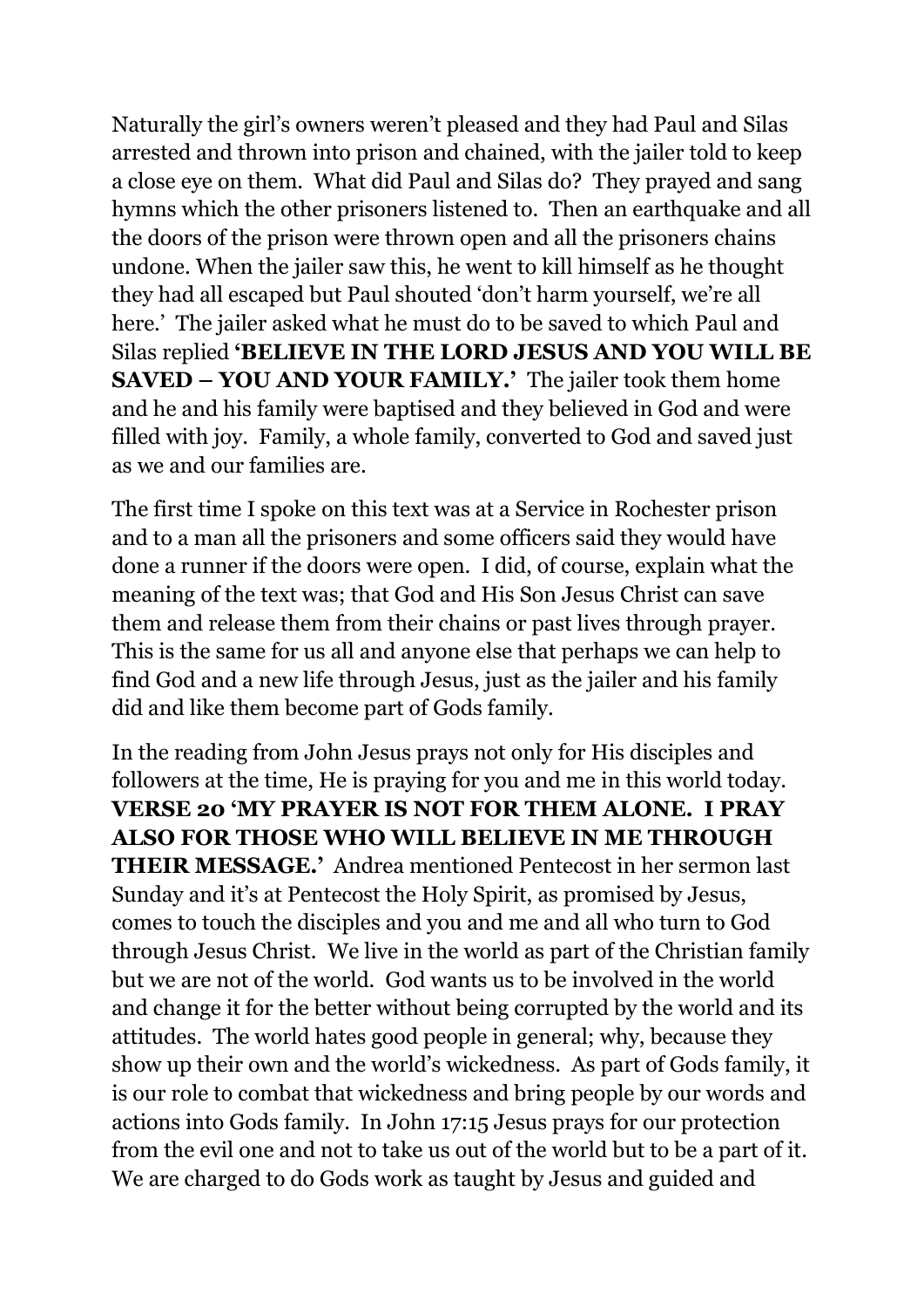Naturally the girl's owners weren't pleased and they had Paul and Silas arrested and thrown into prison and chained, with the jailer told to keep a close eye on them. What did Paul and Silas do? They prayed and sang hymns which the other prisoners listened to. Then an earthquake and all the doors of the prison were thrown open and all the prisoners chains undone. When the jailer saw this, he went to kill himself as he thought they had all escaped but Paul shouted 'don't harm yourself, we're all here.' The jailer asked what he must do to be saved to which Paul and Silas replied **'BELIEVE IN THE LORD JESUS AND YOU WILL BE SAVED – YOU AND YOUR FAMILY.'** The jailer took them home and he and his family were baptised and they believed in God and were filled with joy. Family, a whole family, converted to God and saved just as we and our families are.

The first time I spoke on this text was at a Service in Rochester prison and to a man all the prisoners and some officers said they would have done a runner if the doors were open. I did, of course, explain what the meaning of the text was; that God and His Son Jesus Christ can save them and release them from their chains or past lives through prayer. This is the same for us all and anyone else that perhaps we can help to find God and a new life through Jesus, just as the jailer and his family did and like them become part of Gods family.

In the reading from John Jesus prays not only for His disciples and followers at the time, He is praying for you and me in this world today. **VERSE 20 'MY PRAYER IS NOT FOR THEM ALONE. I PRAY ALSO FOR THOSE WHO WILL BELIEVE IN ME THROUGH THEIR MESSAGE.'** Andrea mentioned Pentecost in her sermon last Sunday and it's at Pentecost the Holy Spirit, as promised by Jesus, comes to touch the disciples and you and me and all who turn to God through Jesus Christ. We live in the world as part of the Christian family but we are not of the world. God wants us to be involved in the world and change it for the better without being corrupted by the world and its attitudes. The world hates good people in general; why, because they show up their own and the world's wickedness. As part of Gods family, it is our role to combat that wickedness and bring people by our words and actions into Gods family. In John 17:15 Jesus prays for our protection from the evil one and not to take us out of the world but to be a part of it. We are charged to do Gods work as taught by Jesus and guided and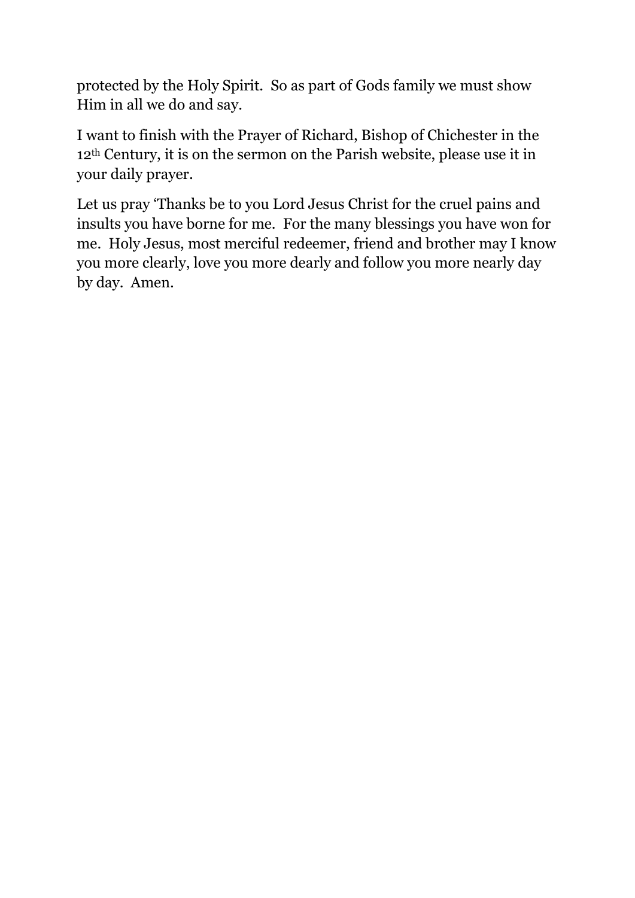protected by the Holy Spirit. So as part of Gods family we must show Him in all we do and say.

I want to finish with the Prayer of Richard, Bishop of Chichester in the 12th Century, it is on the sermon on the Parish website, please use it in your daily prayer.

Let us pray 'Thanks be to you Lord Jesus Christ for the cruel pains and insults you have borne for me. For the many blessings you have won for me. Holy Jesus, most merciful redeemer, friend and brother may I know you more clearly, love you more dearly and follow you more nearly day by day. Amen.